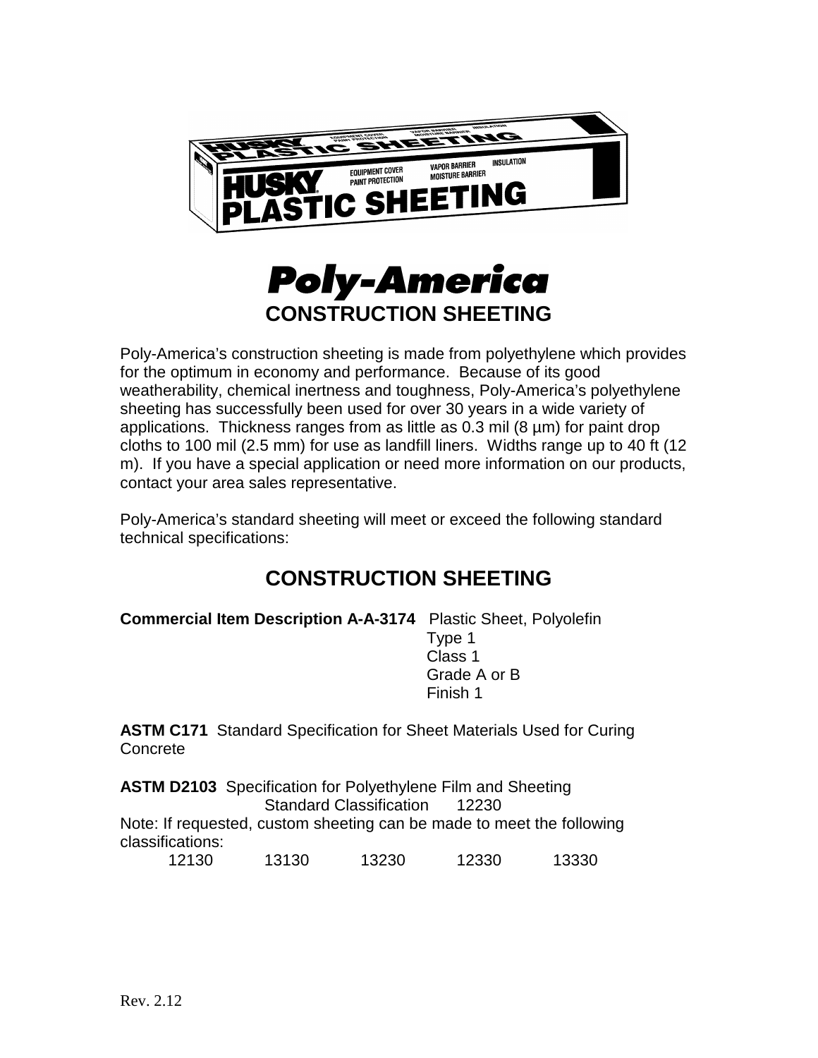# Poly-America

## CONSTRUCTION SHEETING

Poly-America's construction sheeting is made from polyethylene which provides for the optimum in economy and performance. Because of its good weatherability, chemical inertness and toughness, Poly-America's polyethylene sheeting has successfully been used for over 30 years in a wide variety of applications. Thickness ranges from as little as 0.3 mil (8 µm) for paint drop cloths to 100 mil (2.5 mm) for use as landfill liners. Widths range up to 40 ft (12 m). If you have a special application or need more information on our products, contact your area sales representative.

Poly-America's standard sheeting will meet or exceed the following standard technical specifications:

## CONSTRUCTION SHEETING

**Commercial Item Description A-A-3174** Plastic Sheet, Polyolefin
Type 1
Class 1
Grade A or B
Finish 1

**ASTM C171** Standard Specification for Sheet Materials Used for Curing Concrete

**ASTM D2103** Specification for Polyethylene Film and Sheeting
Standard Classification 12230

Note: If requested, custom sheeting can be made to meet the following classifications:

12130 13130 13230 12330 13330

Rev. 2.12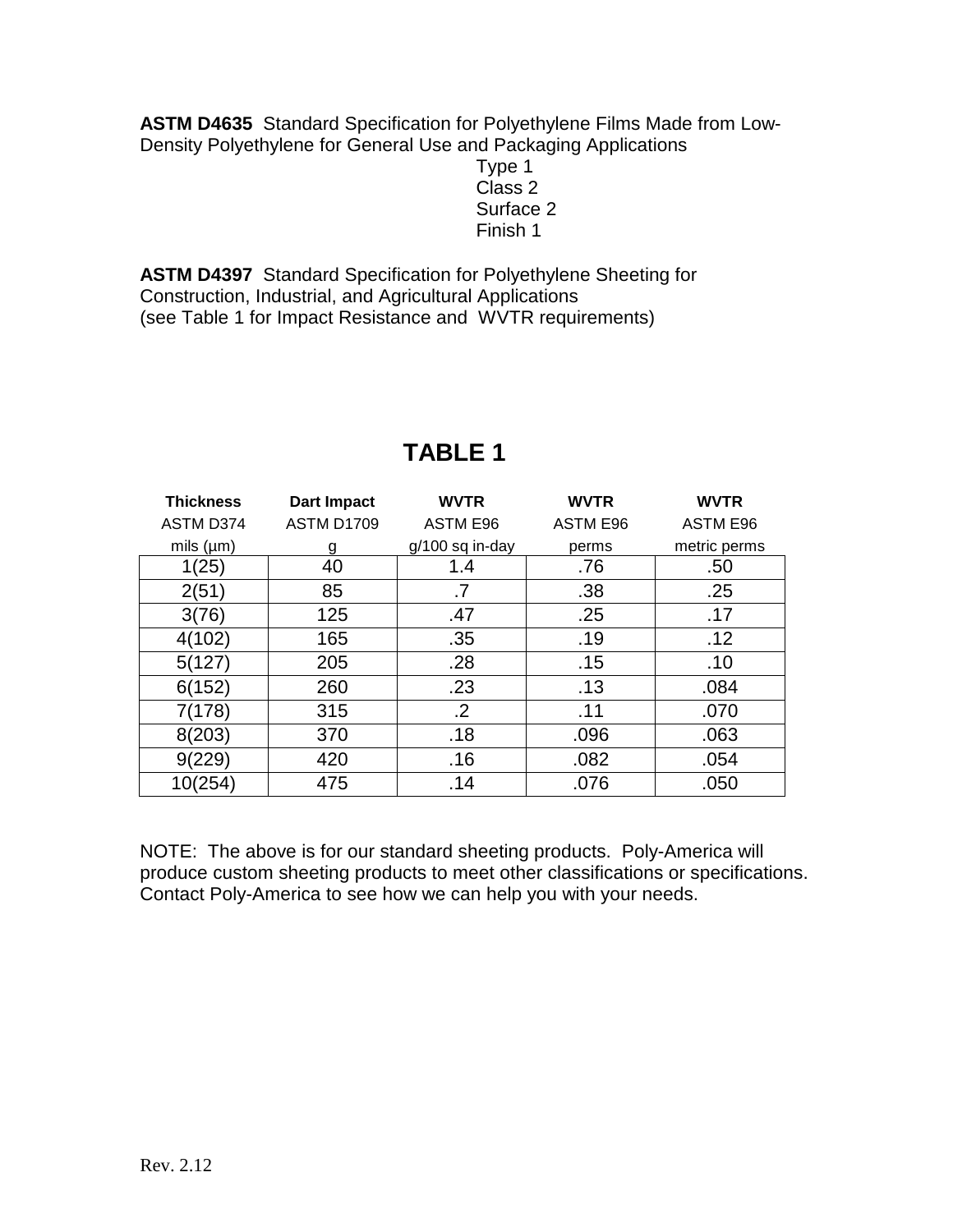**ASTM D4635** Standard Specification for Polyethylene Films Made from Low-Density Polyethylene for General Use and Packaging Applications

Type 1
Class 2
Surface 2
Finish 1

**ASTM D4397** Standard Specification for Polyethylene Sheeting for Construction, Industrial, and Agricultural Applications
(see Table 1 for Impact Resistance and WVTR requirements)

# TABLE 1

| **Thickness**<br>ASTM D374<br>mils (µm) | **Dart Impact**<br>ASTM D1709<br>g | **WVTR**<br>ASTM E96<br>g/100 sq in-day | **WVTR**<br>ASTM E96<br>perms | **WVTR**<br>ASTM E96<br>metric perms |
|---|---|---|---|---|
| 1(25) | 40 | 1.4 | .76 | .50 |
| 2(51) | 85 | .7 | .38 | .25 |
| 3(76) | 125 | .47 | .25 | .17 |
| 4(102) | 165 | .35 | .19 | .12 |
| 5(127) | 205 | .28 | .15 | .10 |
| 6(152) | 260 | .23 | .13 | .084 |
| 7(178) | 315 | .2 | .11 | .070 |
| 8(203) | 370 | .18 | .096 | .063 |
| 9(229) | 420 | .16 | .082 | .054 |
| 10(254) | 475 | .14 | .076 | .050 |

NOTE: The above is for our standard sheeting products. Poly-America will produce custom sheeting products to meet other classifications or specifications. Contact Poly-America to see how we can help you with your needs.

Rev. 2.12